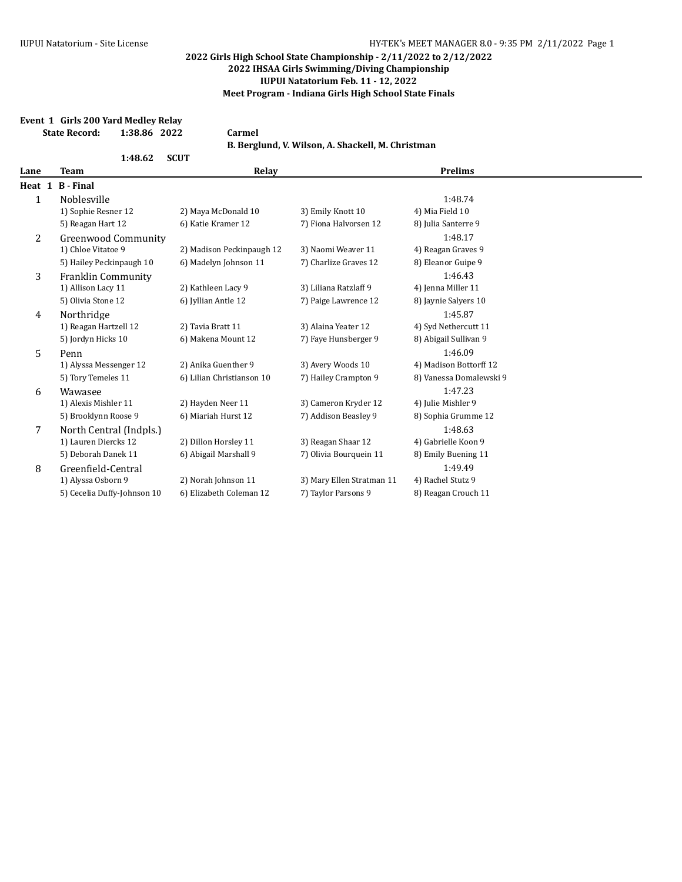**2022 Girls High School State Championship - 2/11/2022 to 2/12/2022**
**2022 IHSAA Girls Swimming/Diving Championship**
**IUPUI Natatorium Feb. 11 - 12, 2022**
**Meet Program - Indiana Girls High School State Finals**

**Event 1 Girls 200 Yard Medley Relay**

**State Record: 1:38.86 2022** **Carmel**
**B. Berglund, V. Wilson, A. Shackell, M. Christman**

**1:48.62 SCUT**

| Lane | Team | Relay | | | Prelims |
|---|---|---|---|---|---|
| **Heat 1 B - Final** | | | | | |
| 1 | Noblesville | | | | 1:48.74 |
| | 1) Sophie Resner 12 | 2) Maya McDonald 10 | 3) Emily Knott 10 | 4) Mia Field 10 | |
| | 5) Reagan Hart 12 | 6) Katie Kramer 12 | 7) Fiona Halvorsen 12 | 8) Julia Santerre 9 | |
| 2 | Greenwood Community | | | | 1:48.17 |
| | 1) Chloe Vitatoe 9 | 2) Madison Peckinpaugh 12 | 3) Naomi Weaver 11 | 4) Reagan Graves 9 | |
| | 5) Hailey Peckinpaugh 10 | 6) Madelyn Johnson 11 | 7) Charlize Graves 12 | 8) Eleanor Guipe 9 | |
| 3 | Franklin Community | | | | 1:46.43 |
| | 1) Allison Lacy 11 | 2) Kathleen Lacy 9 | 3) Liliana Ratzlaff 9 | 4) Jenna Miller 11 | |
| | 5) Olivia Stone 12 | 6) Jyllian Antle 12 | 7) Paige Lawrence 12 | 8) Jaynie Salyers 10 | |
| 4 | Northridge | | | | 1:45.87 |
| | 1) Reagan Hartzell 12 | 2) Tavia Bratt 11 | 3) Alaina Yeater 12 | 4) Syd Nethercutt 11 | |
| | 5) Jordyn Hicks 10 | 6) Makena Mount 12 | 7) Faye Hunsberger 9 | 8) Abigail Sullivan 9 | |
| 5 | Penn | | | | 1:46.09 |
| | 1) Alyssa Messenger 12 | 2) Anika Guenther 9 | 3) Avery Woods 10 | 4) Madison Bottorff 12 | |
| | 5) Tory Temeles 11 | 6) Lilian Christianson 10 | 7) Hailey Crampton 9 | 8) Vanessa Domalewski 9 | |
| 6 | Wawasee | | | | 1:47.23 |
| | 1) Alexis Mishler 11 | 2) Hayden Neer 11 | 3) Cameron Kryder 12 | 4) Julie Mishler 9 | |
| | 5) Brooklynn Roose 9 | 6) Miariah Hurst 12 | 7) Addison Beasley 9 | 8) Sophia Grumme 12 | |
| 7 | North Central (Indpls.) | | | | 1:48.63 |
| | 1) Lauren Diercks 12 | 2) Dillon Horsley 11 | 3) Reagan Shaar 12 | 4) Gabrielle Koon 9 | |
| | 5) Deborah Danek 11 | 6) Abigail Marshall 9 | 7) Olivia Bourquein 11 | 8) Emily Buening 11 | |
| 8 | Greenfield-Central | | | | 1:49.49 |
| | 1) Alyssa Osborn 9 | 2) Norah Johnson 11 | 3) Mary Ellen Stratman 11 | 4) Rachel Stutz 9 | |
| | 5) Cecelia Duffy-Johnson 10 | 6) Elizabeth Coleman 12 | 7) Taylor Parsons 9 | 8) Reagan Crouch 11 | |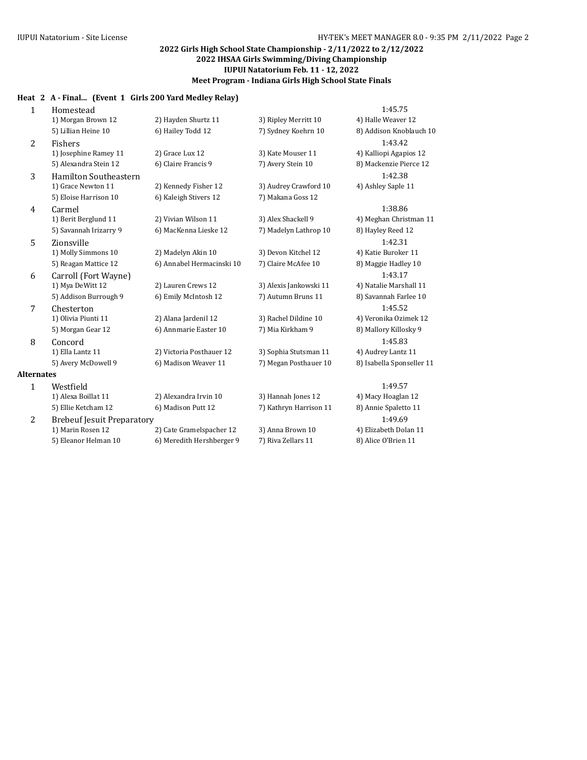**2022 Girls High School State Championship - 2/11/2022 to 2/12/2022**
**2022 IHSAA Girls Swimming/Diving Championship**
**IUPUI Natatorium Feb. 11 - 12, 2022**
**Meet Program - Indiana Girls High School State Finals**

### Heat 2 A - Final... (Event 1 Girls 200 Yard Medley Relay)

| Lane | Team | | | Seed Time |
|---|---|---|---|---|
| 1 | Homestead | | | 1:45.75 |
| | 1) Morgan Brown 12 | 2) Hayden Shurtz 11 | 3) Ripley Merritt 10 | 4) Halle Weaver 12 |
| | 5) Lillian Heine 10 | 6) Hailey Todd 12 | 7) Sydney Koehrn 10 | 8) Addison Knoblauch 10 |
| 2 | Fishers | | | 1:43.42 |
| | 1) Josephine Ramey 11 | 2) Grace Lux 12 | 3) Kate Mouser 11 | 4) Kalliopi Agapios 12 |
| | 5) Alexandra Stein 12 | 6) Claire Francis 9 | 7) Avery Stein 10 | 8) Mackenzie Pierce 12 |
| 3 | Hamilton Southeastern | | | 1:42.38 |
| | 1) Grace Newton 11 | 2) Kennedy Fisher 12 | 3) Audrey Crawford 10 | 4) Ashley Saple 11 |
| | 5) Eloise Harrison 10 | 6) Kaleigh Stivers 12 | 7) Makana Goss 12 | |
| 4 | Carmel | | | 1:38.86 |
| | 1) Berit Berglund 11 | 2) Vivian Wilson 11 | 3) Alex Shackell 9 | 4) Meghan Christman 11 |
| | 5) Savannah Irizarry 9 | 6) MacKenna Lieske 12 | 7) Madelyn Lathrop 10 | 8) Hayley Reed 12 |
| 5 | Zionsville | | | 1:42.31 |
| | 1) Molly Simmons 10 | 2) Madelyn Akin 10 | 3) Devon Kitchel 12 | 4) Katie Buroker 11 |
| | 5) Reagan Mattice 12 | 6) Annabel Hermacinski 10 | 7) Claire McAfee 10 | 8) Maggie Hadley 10 |
| 6 | Carroll (Fort Wayne) | | | 1:43.17 |
| | 1) Mya DeWitt 12 | 2) Lauren Crews 12 | 3) Alexis Jankowski 11 | 4) Natalie Marshall 11 |
| | 5) Addison Burrough 9 | 6) Emily McIntosh 12 | 7) Autumn Bruns 11 | 8) Savannah Farlee 10 |
| 7 | Chesterton | | | 1:45.52 |
| | 1) Olivia Piunti 11 | 2) Alana Jardenil 12 | 3) Rachel Dildine 10 | 4) Veronika Ozimek 12 |
| | 5) Morgan Gear 12 | 6) Annmarie Easter 10 | 7) Mia Kirkham 9 | 8) Mallory Killosky 9 |
| 8 | Concord | | | 1:45.83 |
| | 1) Ella Lantz 11 | 2) Victoria Posthauer 12 | 3) Sophia Stutsman 11 | 4) Audrey Lantz 11 |
| | 5) Avery McDowell 9 | 6) Madison Weaver 11 | 7) Megan Posthauer 10 | 8) Isabella Sponseller 11 |

**Alternates**

| | Team | | | Seed Time |
|---|---|---|---|---|
| 1 | Westfield | | | 1:49.57 |
| | 1) Alexa Boillat 11 | 2) Alexandra Irvin 10 | 3) Hannah Jones 12 | 4) Macy Hoaglan 12 |
| | 5) Ellie Ketcham 12 | 6) Madison Putt 12 | 7) Kathryn Harrison 11 | 8) Annie Spaletto 11 |
| 2 | Brebeuf Jesuit Preparatory | | | 1:49.69 |
| | 1) Marin Rosen 12 | 2) Cate Gramelspacher 12 | 3) Anna Brown 10 | 4) Elizabeth Dolan 11 |
| | 5) Eleanor Helman 10 | 6) Meredith Hershberger 9 | 7) Riva Zellars 11 | 8) Alice O'Brien 11 |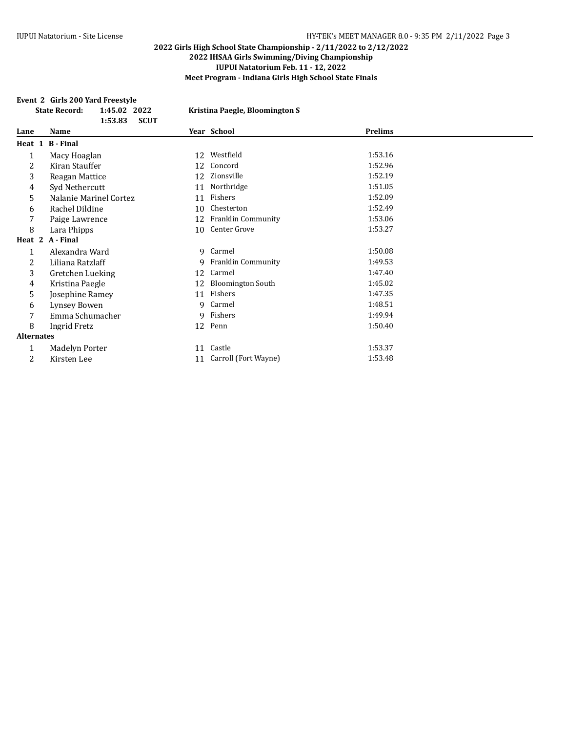**2022 Girls High School State Championship - 2/11/2022 to 2/12/2022**
**2022 IHSAA Girls Swimming/Diving Championship**
**IUPUI Natatorium Feb. 11 - 12, 2022**
**Meet Program - Indiana Girls High School State Finals**

**Event 2 Girls 200 Yard Freestyle**

**State Record:** 1:45.02 2022 Kristina Paegle, Bloomington S
1:53.83 SCUT

| Lane | Name | Year | School | Prelims |
|---|---|---|---|---|
| **Heat 1 B - Final** | | | | |
| 1 | Macy Hoaglan | 12 | Westfield | 1:53.16 |
| 2 | Kiran Stauffer | 12 | Concord | 1:52.96 |
| 3 | Reagan Mattice | 12 | Zionsville | 1:52.19 |
| 4 | Syd Nethercutt | 11 | Northridge | 1:51.05 |
| 5 | Nalanie Marinel Cortez | 11 | Fishers | 1:52.09 |
| 6 | Rachel Dildine | 10 | Chesterton | 1:52.49 |
| 7 | Paige Lawrence | 12 | Franklin Community | 1:53.06 |
| 8 | Lara Phipps | 10 | Center Grove | 1:53.27 |
| **Heat 2 A - Final** | | | | |
| 1 | Alexandra Ward | 9 | Carmel | 1:50.08 |
| 2 | Liliana Ratzlaff | 9 | Franklin Community | 1:49.53 |
| 3 | Gretchen Lueking | 12 | Carmel | 1:47.40 |
| 4 | Kristina Paegle | 12 | Bloomington South | 1:45.02 |
| 5 | Josephine Ramey | 11 | Fishers | 1:47.35 |
| 6 | Lynsey Bowen | 9 | Carmel | 1:48.51 |
| 7 | Emma Schumacher | 9 | Fishers | 1:49.94 |
| 8 | Ingrid Fretz | 12 | Penn | 1:50.40 |
| **Alternates** | | | | |
| 1 | Madelyn Porter | 11 | Castle | 1:53.37 |
| 2 | Kirsten Lee | 11 | Carroll (Fort Wayne) | 1:53.48 |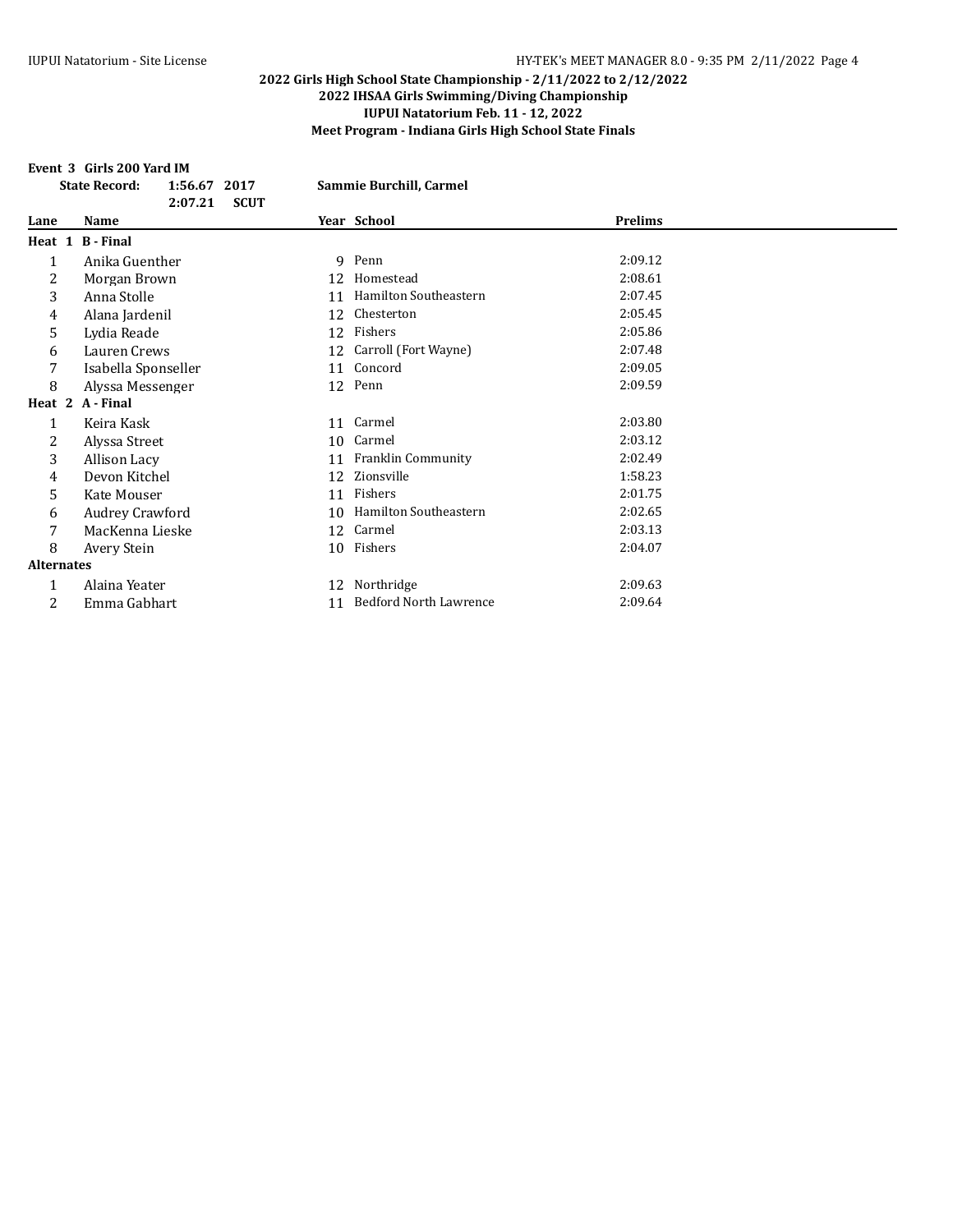## 2022 Girls High School State Championship - 2/11/2022 to 2/12/2022
## 2022 IHSAA Girls Swimming/Diving Championship
## IUPUI Natatorium Feb. 11 - 12, 2022
## Meet Program - Indiana Girls High School State Finals

**Event 3 Girls 200 Yard IM**

**State Record:** **1:56.67** **2017** **Sammie Burchill, Carmel**

**2:07.21** **SCUT**

| Lane | Name | Year | School | Prelims |
|---|---|---|---|---|
| **Heat 1 B - Final** | | | | |
| 1 | Anika Guenther | 9 | Penn | 2:09.12 |
| 2 | Morgan Brown | 12 | Homestead | 2:08.61 |
| 3 | Anna Stolle | 11 | Hamilton Southeastern | 2:07.45 |
| 4 | Alana Jardenil | 12 | Chesterton | 2:05.45 |
| 5 | Lydia Reade | 12 | Fishers | 2:05.86 |
| 6 | Lauren Crews | 12 | Carroll (Fort Wayne) | 2:07.48 |
| 7 | Isabella Sponseller | 11 | Concord | 2:09.05 |
| 8 | Alyssa Messenger | 12 | Penn | 2:09.59 |
| **Heat 2 A - Final** | | | | |
| 1 | Keira Kask | 11 | Carmel | 2:03.80 |
| 2 | Alyssa Street | 10 | Carmel | 2:03.12 |
| 3 | Allison Lacy | 11 | Franklin Community | 2:02.49 |
| 4 | Devon Kitchel | 12 | Zionsville | 1:58.23 |
| 5 | Kate Mouser | 11 | Fishers | 2:01.75 |
| 6 | Audrey Crawford | 10 | Hamilton Southeastern | 2:02.65 |
| 7 | MacKenna Lieske | 12 | Carmel | 2:03.13 |
| 8 | Avery Stein | 10 | Fishers | 2:04.07 |
| **Alternates** | | | | |
| 1 | Alaina Yeater | 12 | Northridge | 2:09.63 |
| 2 | Emma Gabhart | 11 | Bedford North Lawrence | 2:09.64 |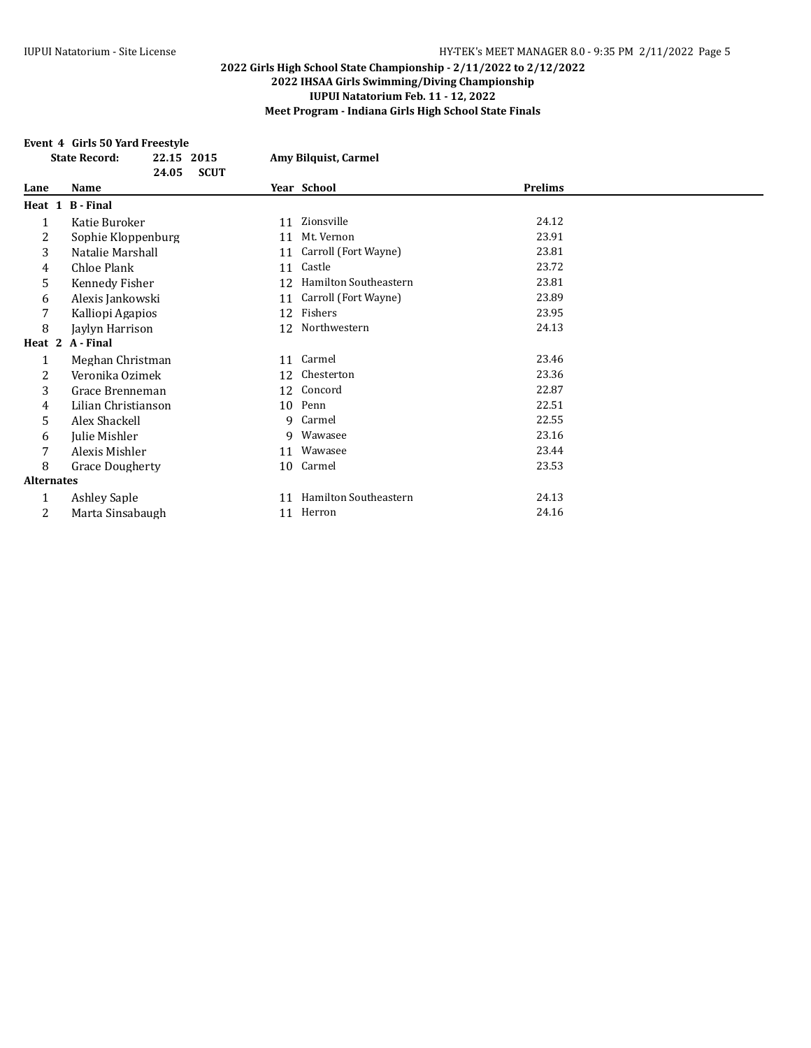**2022 Girls High School State Championship - 2/11/2022 to 2/12/2022**
**2022 IHSAA Girls Swimming/Diving Championship**
**IUPUI Natatorium Feb. 11 - 12, 2022**
**Meet Program - Indiana Girls High School State Finals**

**Event 4 Girls 50 Yard Freestyle**

| State Record: | 22.15 | 2015 | Amy Bilquist, Carmel |
|---|---|---|---|
| | 24.05 | SCUT | |

| Lane | Name | Year | School | Prelims |
|---|---|---|---|---|
| **Heat 1 B - Final** | | | | |
| 1 | Katie Buroker | 11 | Zionsville | 24.12 |
| 2 | Sophie Kloppenburg | 11 | Mt. Vernon | 23.91 |
| 3 | Natalie Marshall | 11 | Carroll (Fort Wayne) | 23.81 |
| 4 | Chloe Plank | 11 | Castle | 23.72 |
| 5 | Kennedy Fisher | 12 | Hamilton Southeastern | 23.81 |
| 6 | Alexis Jankowski | 11 | Carroll (Fort Wayne) | 23.89 |
| 7 | Kalliopi Agapios | 12 | Fishers | 23.95 |
| 8 | Jaylyn Harrison | 12 | Northwestern | 24.13 |
| **Heat 2 A - Final** | | | | |
| 1 | Meghan Christman | 11 | Carmel | 23.46 |
| 2 | Veronika Ozimek | 12 | Chesterton | 23.36 |
| 3 | Grace Brenneman | 12 | Concord | 22.87 |
| 4 | Lilian Christianson | 10 | Penn | 22.51 |
| 5 | Alex Shackell | 9 | Carmel | 22.55 |
| 6 | Julie Mishler | 9 | Wawasee | 23.16 |
| 7 | Alexis Mishler | 11 | Wawasee | 23.44 |
| 8 | Grace Dougherty | 10 | Carmel | 23.53 |
| **Alternates** | | | | |
| 1 | Ashley Saple | 11 | Hamilton Southeastern | 24.13 |
| 2 | Marta Sinsabaugh | 11 | Herron | 24.16 |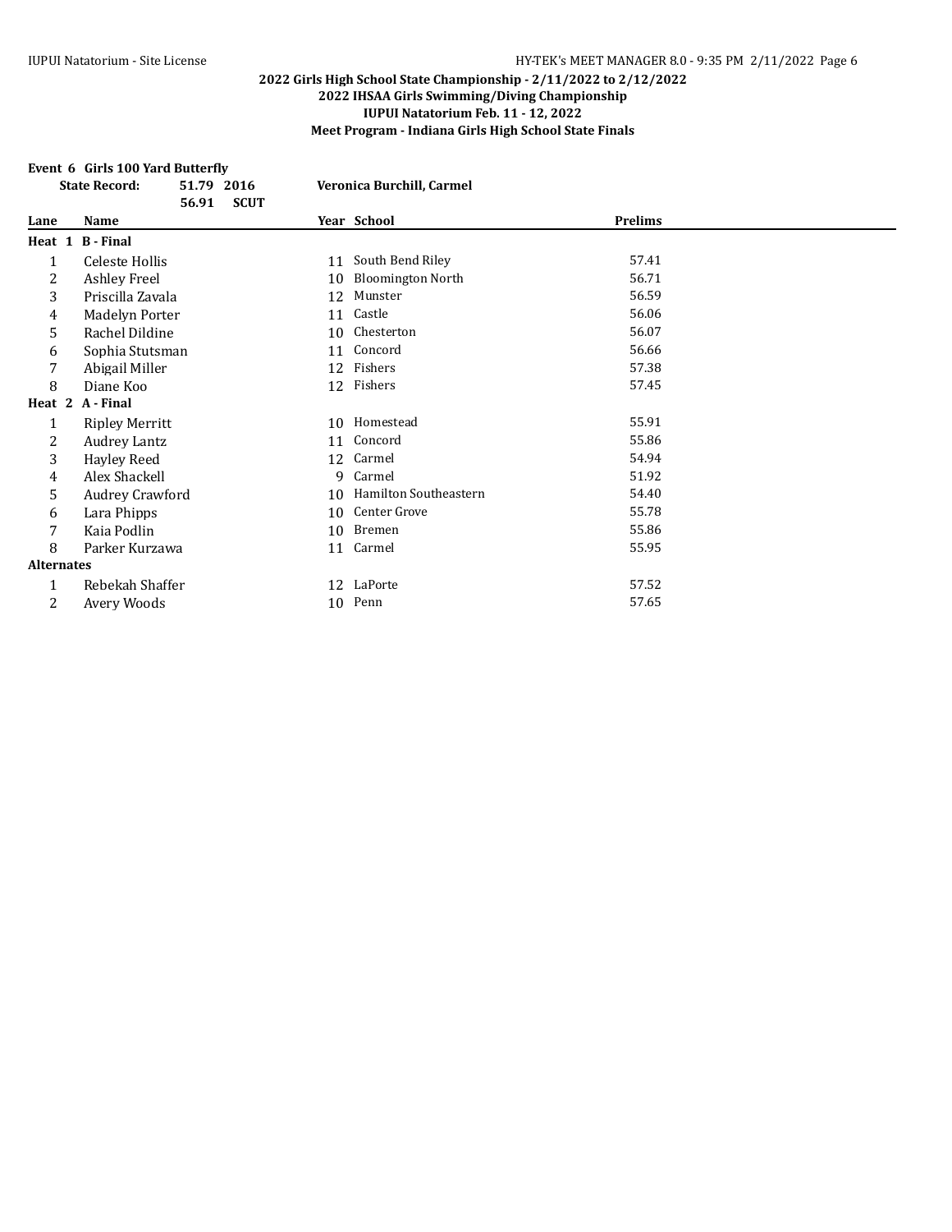# 2022 Girls High School State Championship - 2/11/2022 to 2/12/2022

## 2022 IHSAA Girls Swimming/Diving Championship

### IUPUI Natatorium Feb. 11 - 12, 2022

### Meet Program - Indiana Girls High School State Finals

**Event 6 Girls 100 Yard Butterfly**

**State Record:** 51.79 2016 **Veronica Burchill, Carmel**
56.91 **SCUT**

| Lane | Name | Year | School | Prelims |
|---|---|---|---|---|
| **Heat 1 B - Final** | | | | |
| 1 | Celeste Hollis | 11 | South Bend Riley | 57.41 |
| 2 | Ashley Freel | 10 | Bloomington North | 56.71 |
| 3 | Priscilla Zavala | 12 | Munster | 56.59 |
| 4 | Madelyn Porter | 11 | Castle | 56.06 |
| 5 | Rachel Dildine | 10 | Chesterton | 56.07 |
| 6 | Sophia Stutsman | 11 | Concord | 56.66 |
| 7 | Abigail Miller | 12 | Fishers | 57.38 |
| 8 | Diane Koo | 12 | Fishers | 57.45 |
| **Heat 2 A - Final** | | | | |
| 1 | Ripley Merritt | 10 | Homestead | 55.91 |
| 2 | Audrey Lantz | 11 | Concord | 55.86 |
| 3 | Hayley Reed | 12 | Carmel | 54.94 |
| 4 | Alex Shackell | 9 | Carmel | 51.92 |
| 5 | Audrey Crawford | 10 | Hamilton Southeastern | 54.40 |
| 6 | Lara Phipps | 10 | Center Grove | 55.78 |
| 7 | Kaia Podlin | 10 | Bremen | 55.86 |
| 8 | Parker Kurzawa | 11 | Carmel | 55.95 |
| **Alternates** | | | | |
| 1 | Rebekah Shaffer | 12 | LaPorte | 57.52 |
| 2 | Avery Woods | 10 | Penn | 57.65 |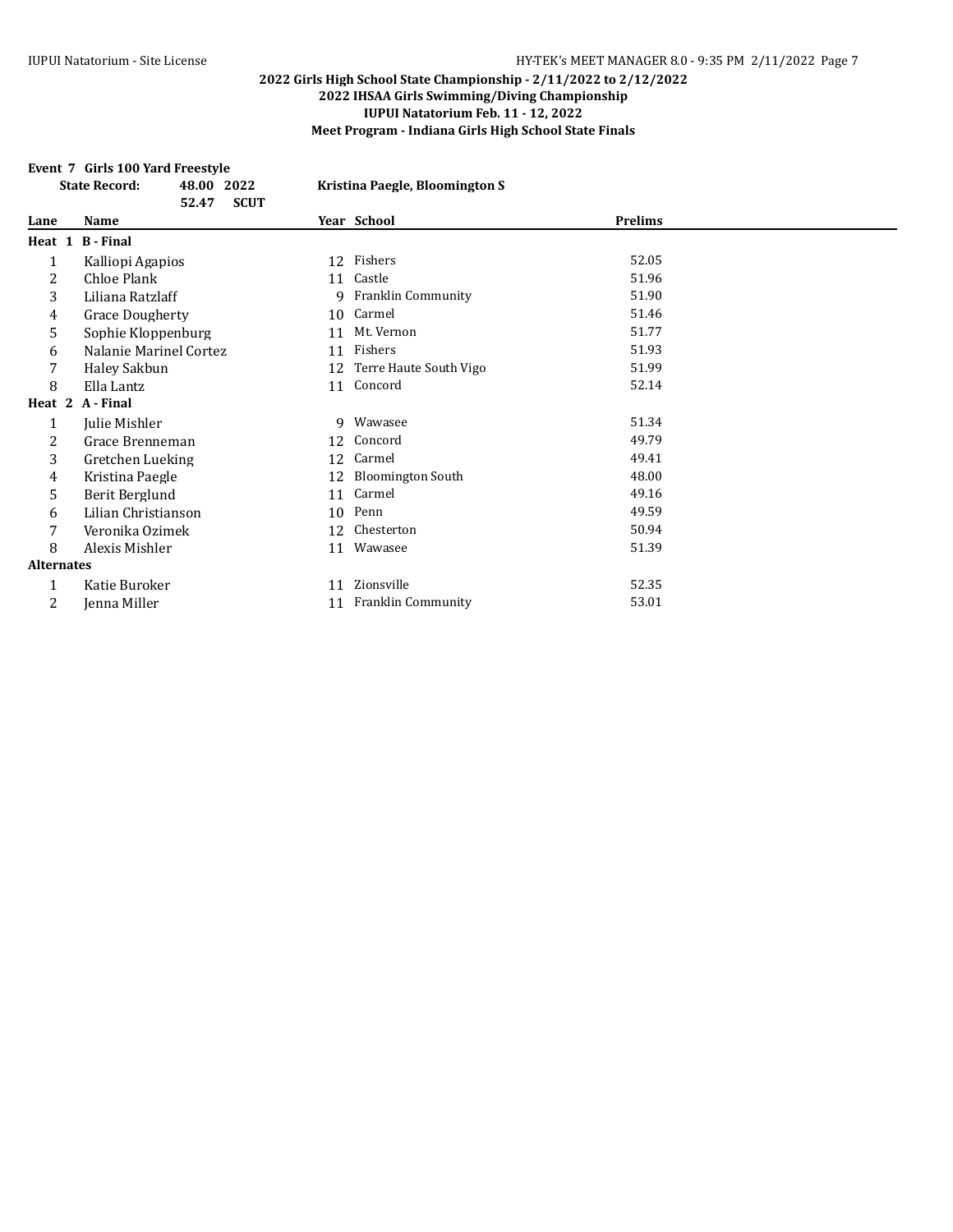**2022 Girls High School State Championship - 2/11/2022 to 2/12/2022**
**2022 IHSAA Girls Swimming/Diving Championship**
**IUPUI Natatorium Feb. 11 - 12, 2022**
**Meet Program - Indiana Girls High School State Finals**

**Event 7 Girls 100 Yard Freestyle**

| | | | |
|---|---|---|---|
| **State Record:** | **48.00** | **2022** | **Kristina Paegle, Bloomington S** |
| | **52.47** | **SCUT** | |

| Lane | Name | Year | School | Prelims |
|---|---|---|---|---|
| **Heat 1 B - Final** | | | | |
| 1 | Kalliopi Agapios | 12 | Fishers | 52.05 |
| 2 | Chloe Plank | 11 | Castle | 51.96 |
| 3 | Liliana Ratzlaff | 9 | Franklin Community | 51.90 |
| 4 | Grace Dougherty | 10 | Carmel | 51.46 |
| 5 | Sophie Kloppenburg | 11 | Mt. Vernon | 51.77 |
| 6 | Nalanie Marinel Cortez | 11 | Fishers | 51.93 |
| 7 | Haley Sakbun | 12 | Terre Haute South Vigo | 51.99 |
| 8 | Ella Lantz | 11 | Concord | 52.14 |
| **Heat 2 A - Final** | | | | |
| 1 | Julie Mishler | 9 | Wawasee | 51.34 |
| 2 | Grace Brenneman | 12 | Concord | 49.79 |
| 3 | Gretchen Lueking | 12 | Carmel | 49.41 |
| 4 | Kristina Paegle | 12 | Bloomington South | 48.00 |
| 5 | Berit Berglund | 11 | Carmel | 49.16 |
| 6 | Lilian Christianson | 10 | Penn | 49.59 |
| 7 | Veronika Ozimek | 12 | Chesterton | 50.94 |
| 8 | Alexis Mishler | 11 | Wawasee | 51.39 |
| **Alternates** | | | | |
| 1 | Katie Buroker | 11 | Zionsville | 52.35 |
| 2 | Jenna Miller | 11 | Franklin Community | 53.01 |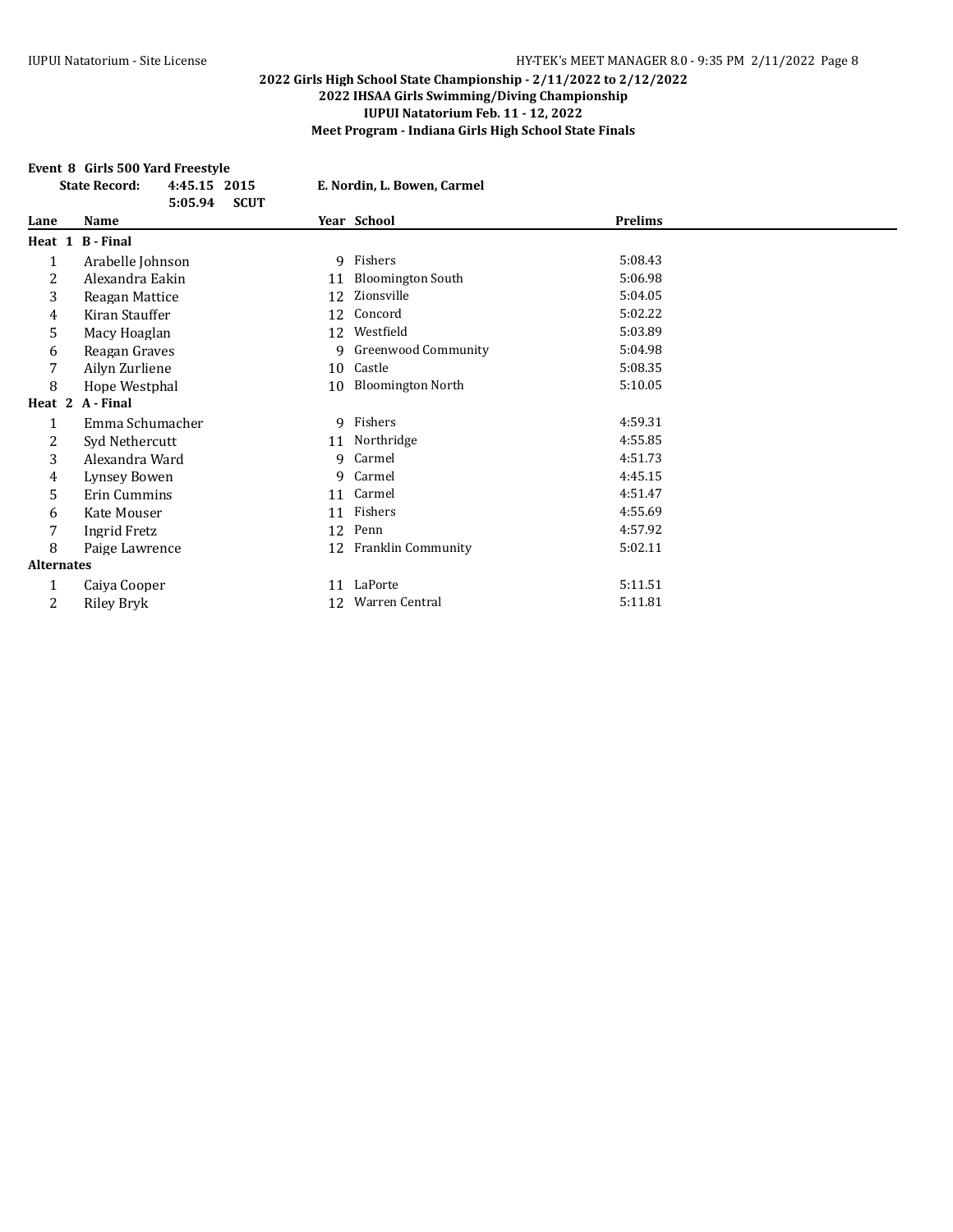## 2022 Girls High School State Championship - 2/11/2022 to 2/12/2022
## 2022 IHSAA Girls Swimming/Diving Championship
## IUPUI Natatorium Feb. 11 - 12, 2022
## Meet Program - Indiana Girls High School State Finals

**Event 8 Girls 500 Yard Freestyle**

| | | | |
|---|---|---|---|
| **State Record:** | **4:45.15** | **2015** | **E. Nordin, L. Bowen, Carmel** |
| | **5:05.94** | **SCUT** | |

| Lane | Name | Year | School | Prelims |
|---|---|---|---|---|
| **Heat 1 B - Final** | | | | |
| 1 | Arabelle Johnson | 9 | Fishers | 5:08.43 |
| 2 | Alexandra Eakin | 11 | Bloomington South | 5:06.98 |
| 3 | Reagan Mattice | 12 | Zionsville | 5:04.05 |
| 4 | Kiran Stauffer | 12 | Concord | 5:02.22 |
| 5 | Macy Hoaglan | 12 | Westfield | 5:03.89 |
| 6 | Reagan Graves | 9 | Greenwood Community | 5:04.98 |
| 7 | Ailyn Zurliene | 10 | Castle | 5:08.35 |
| 8 | Hope Westphal | 10 | Bloomington North | 5:10.05 |
| **Heat 2 A - Final** | | | | |
| 1 | Emma Schumacher | 9 | Fishers | 4:59.31 |
| 2 | Syd Nethercutt | 11 | Northridge | 4:55.85 |
| 3 | Alexandra Ward | 9 | Carmel | 4:51.73 |
| 4 | Lynsey Bowen | 9 | Carmel | 4:45.15 |
| 5 | Erin Cummins | 11 | Carmel | 4:51.47 |
| 6 | Kate Mouser | 11 | Fishers | 4:55.69 |
| 7 | Ingrid Fretz | 12 | Penn | 4:57.92 |
| 8 | Paige Lawrence | 12 | Franklin Community | 5:02.11 |
| **Alternates** | | | | |
| 1 | Caiya Cooper | 11 | LaPorte | 5:11.51 |
| 2 | Riley Bryk | 12 | Warren Central | 5:11.81 |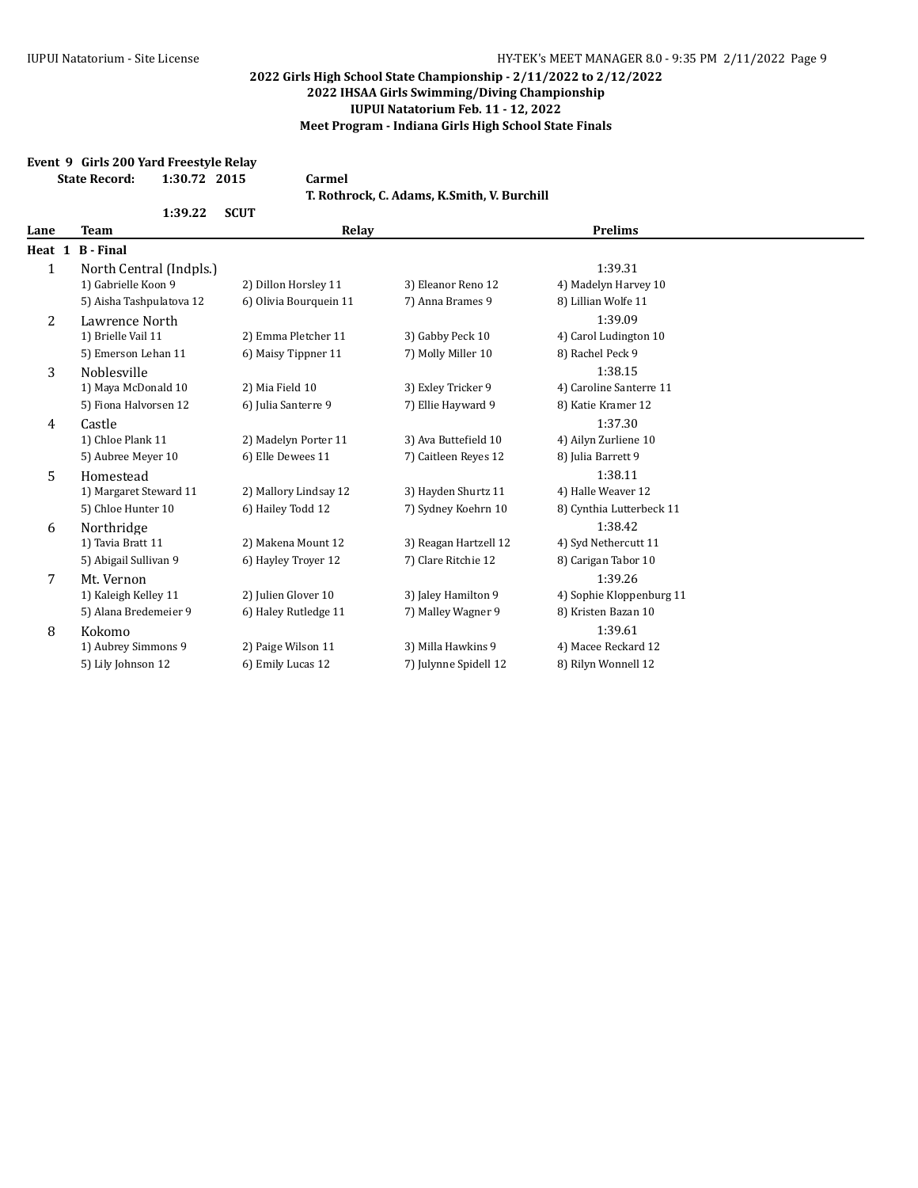**2022 Girls High School State Championship - 2/11/2022 to 2/12/2022**
**2022 IHSAA Girls Swimming/Diving Championship**
**IUPUI Natatorium Feb. 11 - 12, 2022**
**Meet Program - Indiana Girls High School State Finals**

**Event 9 Girls 200 Yard Freestyle Relay**

**State Record:** 1:30.72 2015 **Carmel**
**T. Rothrock, C. Adams, K.Smith, V. Burchill**

1:39.22 SCUT

| Lane | Team | Relay | | | Prelims |
|---|---|---|---|---|---|
| **Heat 1 B - Final** | | | | | |
| 1 | North Central (Indpls.) | | | | 1:39.31 |
| | 1) Gabrielle Koon 9 | 2) Dillon Horsley 11 | 3) Eleanor Reno 12 | 4) Madelyn Harvey 10 | |
| | 5) Aisha Tashpulatova 12 | 6) Olivia Bourquein 11 | 7) Anna Brames 9 | 8) Lillian Wolfe 11 | |
| 2 | Lawrence North | | | | 1:39.09 |
| | 1) Brielle Vail 11 | 2) Emma Pletcher 11 | 3) Gabby Peck 10 | 4) Carol Ludington 10 | |
| | 5) Emerson Lehan 11 | 6) Maisy Tippner 11 | 7) Molly Miller 10 | 8) Rachel Peck 9 | |
| 3 | Noblesville | | | | 1:38.15 |
| | 1) Maya McDonald 10 | 2) Mia Field 10 | 3) Exley Tricker 9 | 4) Caroline Santerre 11 | |
| | 5) Fiona Halvorsen 12 | 6) Julia Santerre 9 | 7) Ellie Hayward 9 | 8) Katie Kramer 12 | |
| 4 | Castle | | | | 1:37.30 |
| | 1) Chloe Plank 11 | 2) Madelyn Porter 11 | 3) Ava Buttefield 10 | 4) Ailyn Zurliene 10 | |
| | 5) Aubree Meyer 10 | 6) Elle Dewees 11 | 7) Caitleen Reyes 12 | 8) Julia Barrett 9 | |
| 5 | Homestead | | | | 1:38.11 |
| | 1) Margaret Steward 11 | 2) Mallory Lindsay 12 | 3) Hayden Shurtz 11 | 4) Halle Weaver 12 | |
| | 5) Chloe Hunter 10 | 6) Hailey Todd 12 | 7) Sydney Koehrn 10 | 8) Cynthia Lutterbeck 11 | |
| 6 | Northridge | | | | 1:38.42 |
| | 1) Tavia Bratt 11 | 2) Makena Mount 12 | 3) Reagan Hartzell 12 | 4) Syd Nethercutt 11 | |
| | 5) Abigail Sullivan 9 | 6) Hayley Troyer 12 | 7) Clare Ritchie 12 | 8) Carigan Tabor 10 | |
| 7 | Mt. Vernon | | | | 1:39.26 |
| | 1) Kaleigh Kelley 11 | 2) Julien Glover 10 | 3) Jaley Hamilton 9 | 4) Sophie Kloppenburg 11 | |
| | 5) Alana Bredemeier 9 | 6) Haley Rutledge 11 | 7) Malley Wagner 9 | 8) Kristen Bazan 10 | |
| 8 | Kokomo | | | | 1:39.61 |
| | 1) Aubrey Simmons 9 | 2) Paige Wilson 11 | 3) Milla Hawkins 9 | 4) Macee Reckard 12 | |
| | 5) Lily Johnson 12 | 6) Emily Lucas 12 | 7) Julynne Spidell 12 | 8) Rilyn Wonnell 12 | |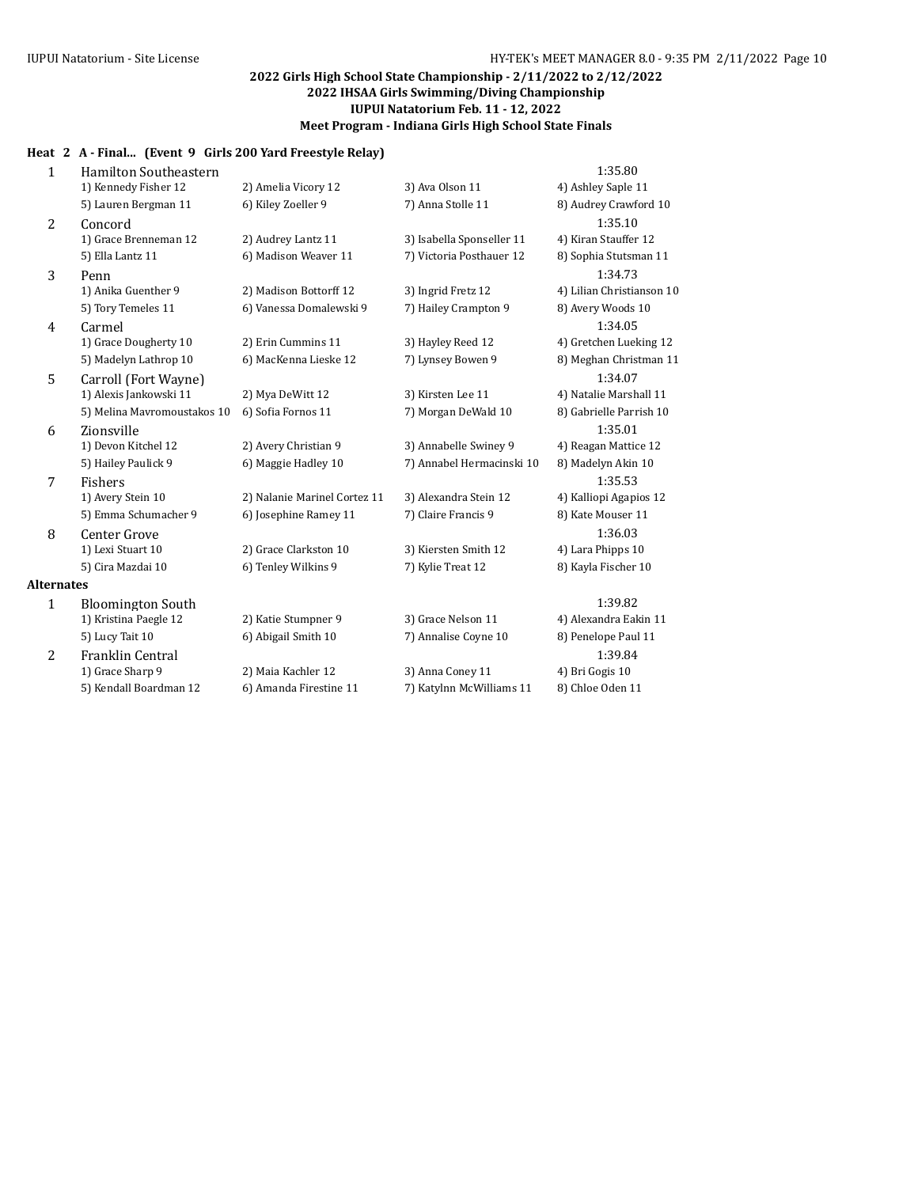**2022 Girls High School State Championship - 2/11/2022 to 2/12/2022**
**2022 IHSAA Girls Swimming/Diving Championship**
**IUPUI Natatorium Feb. 11 - 12, 2022**
**Meet Program - Indiana Girls High School State Finals**

### Heat 2 A - Final... (Event 9 Girls 200 Yard Freestyle Relay)

| Lane | Team | | | | Seed Time |
|---|---|---|---|---|---|
| 1 | Hamilton Southeastern | | | | 1:35.80 |
| | 1) Kennedy Fisher 12 | 2) Amelia Vicory 12 | 3) Ava Olson 11 | 4) Ashley Saple 11 | |
| | 5) Lauren Bergman 11 | 6) Kiley Zoeller 9 | 7) Anna Stolle 11 | 8) Audrey Crawford 10 | |
| 2 | Concord | | | | 1:35.10 |
| | 1) Grace Brenneman 12 | 2) Audrey Lantz 11 | 3) Isabella Sponseller 11 | 4) Kiran Stauffer 12 | |
| | 5) Ella Lantz 11 | 6) Madison Weaver 11 | 7) Victoria Posthauer 12 | 8) Sophia Stutsman 11 | |
| 3 | Penn | | | | 1:34.73 |
| | 1) Anika Guenther 9 | 2) Madison Bottorff 12 | 3) Ingrid Fretz 12 | 4) Lilian Christianson 10 | |
| | 5) Tory Temeles 11 | 6) Vanessa Domalewski 9 | 7) Hailey Crampton 9 | 8) Avery Woods 10 | |
| 4 | Carmel | | | | 1:34.05 |
| | 1) Grace Dougherty 10 | 2) Erin Cummins 11 | 3) Hayley Reed 12 | 4) Gretchen Lueking 12 | |
| | 5) Madelyn Lathrop 10 | 6) MacKenna Lieske 12 | 7) Lynsey Bowen 9 | 8) Meghan Christman 11 | |
| 5 | Carroll (Fort Wayne) | | | | 1:34.07 |
| | 1) Alexis Jankowski 11 | 2) Mya DeWitt 12 | 3) Kirsten Lee 11 | 4) Natalie Marshall 11 | |
| | 5) Melina Mavromoustakos 10 | 6) Sofia Fornos 11 | 7) Morgan DeWald 10 | 8) Gabrielle Parrish 10 | |
| 6 | Zionsville | | | | 1:35.01 |
| | 1) Devon Kitchel 12 | 2) Avery Christian 9 | 3) Annabelle Swiney 9 | 4) Reagan Mattice 12 | |
| | 5) Hailey Paulick 9 | 6) Maggie Hadley 10 | 7) Annabel Hermacinski 10 | 8) Madelyn Akin 10 | |
| 7 | Fishers | | | | 1:35.53 |
| | 1) Avery Stein 10 | 2) Nalanie Marinel Cortez 11 | 3) Alexandra Stein 12 | 4) Kalliopi Agapios 12 | |
| | 5) Emma Schumacher 9 | 6) Josephine Ramey 11 | 7) Claire Francis 9 | 8) Kate Mouser 11 | |
| 8 | Center Grove | | | | 1:36.03 |
| | 1) Lexi Stuart 10 | 2) Grace Clarkston 10 | 3) Kiersten Smith 12 | 4) Lara Phipps 10 | |
| | 5) Cira Mazdai 10 | 6) Tenley Wilkins 9 | 7) Kylie Treat 12 | 8) Kayla Fischer 10 | |

**Alternates**

| | Team | | | | Seed Time |
|---|---|---|---|---|---|
| 1 | Bloomington South | | | | 1:39.82 |
| | 1) Kristina Paegle 12 | 2) Katie Stumpner 9 | 3) Grace Nelson 11 | 4) Alexandra Eakin 11 | |
| | 5) Lucy Tait 10 | 6) Abigail Smith 10 | 7) Annalise Coyne 10 | 8) Penelope Paul 11 | |
| 2 | Franklin Central | | | | 1:39.84 |
| | 1) Grace Sharp 9 | 2) Maia Kachler 12 | 3) Anna Coney 11 | 4) Bri Gogis 10 | |
| | 5) Kendall Boardman 12 | 6) Amanda Firestine 11 | 7) Katylnn McWilliams 11 | 8) Chloe Oden 11 | |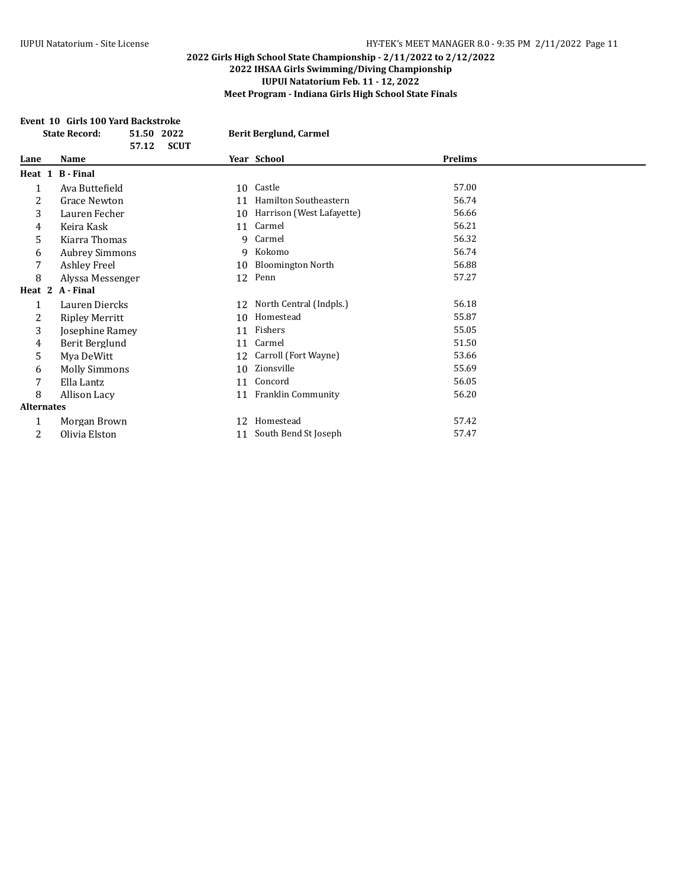**2022 Girls High School State Championship - 2/11/2022 to 2/12/2022**
**2022 IHSAA Girls Swimming/Diving Championship**
**IUPUI Natatorium Feb. 11 - 12, 2022**
**Meet Program - Indiana Girls High School State Finals**

### Event 10 Girls 100 Yard Backstroke

**State Record:** 51.50 2022 **Berit Berglund, Carmel**
57.12 **SCUT**

| Lane | Name | Year | School | Prelims |
|---|---|---|---|---|
| **Heat 1 B - Final** | | | | |
| 1 | Ava Buttefield | 10 | Castle | 57.00 |
| 2 | Grace Newton | 11 | Hamilton Southeastern | 56.74 |
| 3 | Lauren Fecher | 10 | Harrison (West Lafayette) | 56.66 |
| 4 | Keira Kask | 11 | Carmel | 56.21 |
| 5 | Kiarra Thomas | 9 | Carmel | 56.32 |
| 6 | Aubrey Simmons | 9 | Kokomo | 56.74 |
| 7 | Ashley Freel | 10 | Bloomington North | 56.88 |
| 8 | Alyssa Messenger | 12 | Penn | 57.27 |
| **Heat 2 A - Final** | | | | |
| 1 | Lauren Diercks | 12 | North Central (Indpls.) | 56.18 |
| 2 | Ripley Merritt | 10 | Homestead | 55.87 |
| 3 | Josephine Ramey | 11 | Fishers | 55.05 |
| 4 | Berit Berglund | 11 | Carmel | 51.50 |
| 5 | Mya DeWitt | 12 | Carroll (Fort Wayne) | 53.66 |
| 6 | Molly Simmons | 10 | Zionsville | 55.69 |
| 7 | Ella Lantz | 11 | Concord | 56.05 |
| 8 | Allison Lacy | 11 | Franklin Community | 56.20 |
| **Alternates** | | | | |
| 1 | Morgan Brown | 12 | Homestead | 57.42 |
| 2 | Olivia Elston | 11 | South Bend St Joseph | 57.47 |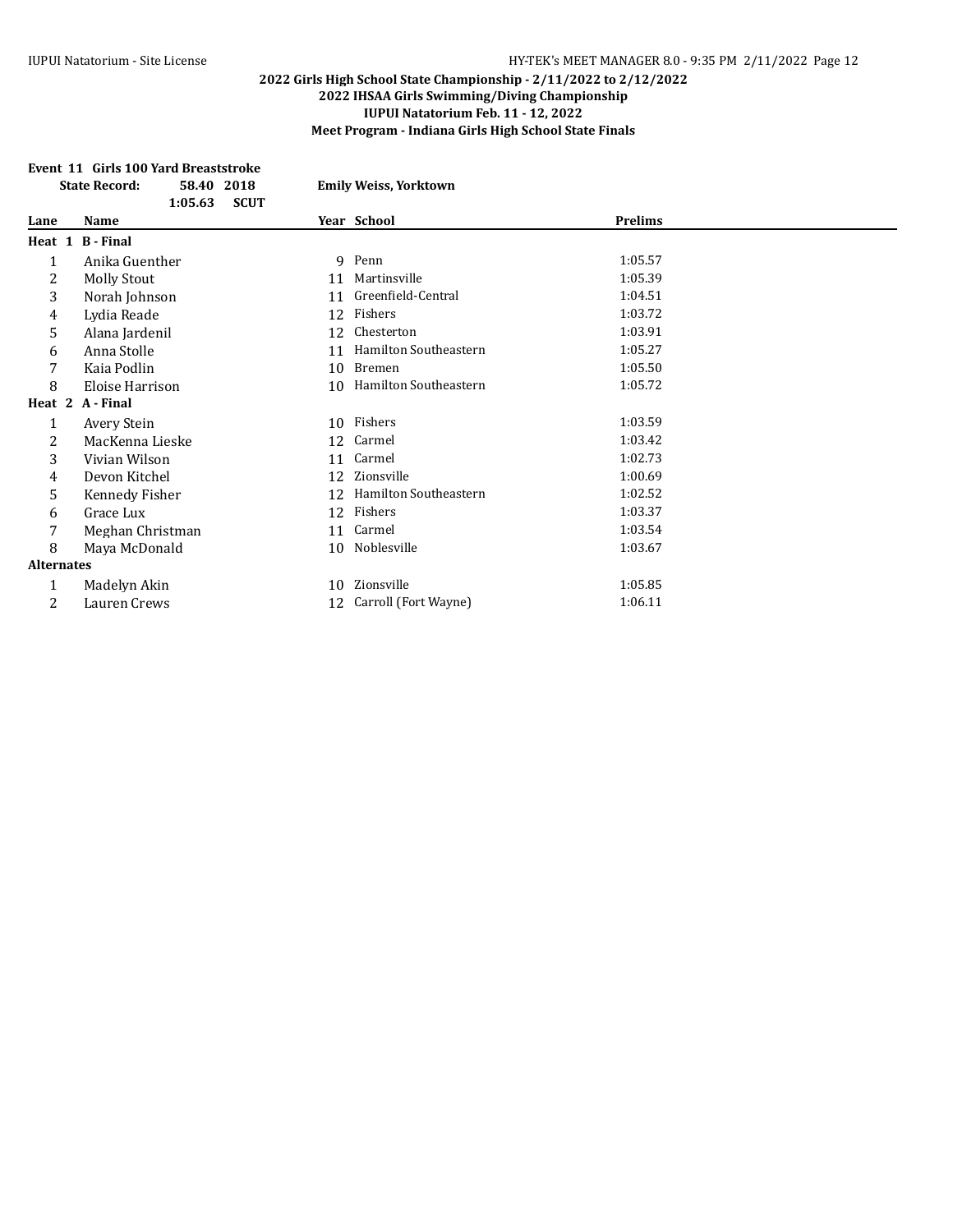## 2022 Girls High School State Championship - 2/11/2022 to 2/12/2022
## 2022 IHSAA Girls Swimming/Diving Championship
## IUPUI Natatorium Feb. 11 - 12, 2022
## Meet Program - Indiana Girls High School State Finals

### Event 11 Girls 100 Yard Breaststroke

**State Record:** 58.40 2018 **Emily Weiss, Yorktown**
1:05.63 **SCUT**

| Lane | Name | Year | School | Prelims |
|---|---|---|---|---|
| **Heat 1 B - Final** | | | | |
| 1 | Anika Guenther | 9 | Penn | 1:05.57 |
| 2 | Molly Stout | 11 | Martinsville | 1:05.39 |
| 3 | Norah Johnson | 11 | Greenfield-Central | 1:04.51 |
| 4 | Lydia Reade | 12 | Fishers | 1:03.72 |
| 5 | Alana Jardenil | 12 | Chesterton | 1:03.91 |
| 6 | Anna Stolle | 11 | Hamilton Southeastern | 1:05.27 |
| 7 | Kaia Podlin | 10 | Bremen | 1:05.50 |
| 8 | Eloise Harrison | 10 | Hamilton Southeastern | 1:05.72 |
| **Heat 2 A - Final** | | | | |
| 1 | Avery Stein | 10 | Fishers | 1:03.59 |
| 2 | MacKenna Lieske | 12 | Carmel | 1:03.42 |
| 3 | Vivian Wilson | 11 | Carmel | 1:02.73 |
| 4 | Devon Kitchel | 12 | Zionsville | 1:00.69 |
| 5 | Kennedy Fisher | 12 | Hamilton Southeastern | 1:02.52 |
| 6 | Grace Lux | 12 | Fishers | 1:03.37 |
| 7 | Meghan Christman | 11 | Carmel | 1:03.54 |
| 8 | Maya McDonald | 10 | Noblesville | 1:03.67 |
| **Alternates** | | | | |
| 1 | Madelyn Akin | 10 | Zionsville | 1:05.85 |
| 2 | Lauren Crews | 12 | Carroll (Fort Wayne) | 1:06.11 |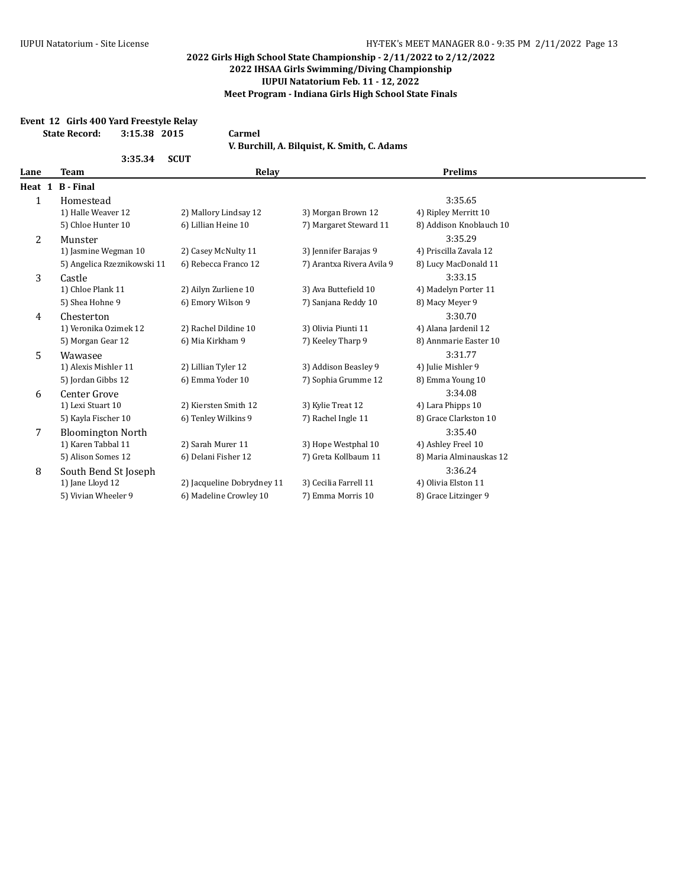**2022 Girls High School State Championship - 2/11/2022 to 2/12/2022**
**2022 IHSAA Girls Swimming/Diving Championship**
**IUPUI Natatorium Feb. 11 - 12, 2022**
**Meet Program - Indiana Girls High School State Finals**

**Event 12 Girls 400 Yard Freestyle Relay**

**State Record: 3:15.38 2015 Carmel**
**V. Burchill, A. Bilquist, K. Smith, C. Adams**

**3:35.34 SCUT**

| Lane | Team | Relay | | | Prelims |
|---|---|---|---|---|---|
| **Heat 1 B - Final** | | | | | |
| 1 | Homestead | | | | 3:35.65 |
| | 1) Halle Weaver 12 | 2) Mallory Lindsay 12 | 3) Morgan Brown 12 | 4) Ripley Merritt 10 | |
| | 5) Chloe Hunter 10 | 6) Lillian Heine 10 | 7) Margaret Steward 11 | 8) Addison Knoblauch 10 | |
| 2 | Munster | | | | 3:35.29 |
| | 1) Jasmine Wegman 10 | 2) Casey McNulty 11 | 3) Jennifer Barajas 9 | 4) Priscilla Zavala 12 | |
| | 5) Angelica Rzeznikowski 11 | 6) Rebecca Franco 12 | 7) Arantxa Rivera Avila 9 | 8) Lucy MacDonald 11 | |
| 3 | Castle | | | | 3:33.15 |
| | 1) Chloe Plank 11 | 2) Ailyn Zurliene 10 | 3) Ava Buttefield 10 | 4) Madelyn Porter 11 | |
| | 5) Shea Hohne 9 | 6) Emory Wilson 9 | 7) Sanjana Reddy 10 | 8) Macy Meyer 9 | |
| 4 | Chesterton | | | | 3:30.70 |
| | 1) Veronika Ozimek 12 | 2) Rachel Dildine 10 | 3) Olivia Piunti 11 | 4) Alana Jardenil 12 | |
| | 5) Morgan Gear 12 | 6) Mia Kirkham 9 | 7) Keeley Tharp 9 | 8) Annmarie Easter 10 | |
| 5 | Wawasee | | | | 3:31.77 |
| | 1) Alexis Mishler 11 | 2) Lillian Tyler 12 | 3) Addison Beasley 9 | 4) Julie Mishler 9 | |
| | 5) Jordan Gibbs 12 | 6) Emma Yoder 10 | 7) Sophia Grumme 12 | 8) Emma Young 10 | |
| 6 | Center Grove | | | | 3:34.08 |
| | 1) Lexi Stuart 10 | 2) Kiersten Smith 12 | 3) Kylie Treat 12 | 4) Lara Phipps 10 | |
| | 5) Kayla Fischer 10 | 6) Tenley Wilkins 9 | 7) Rachel Ingle 11 | 8) Grace Clarkston 10 | |
| 7 | Bloomington North | | | | 3:35.40 |
| | 1) Karen Tabbal 11 | 2) Sarah Murer 11 | 3) Hope Westphal 10 | 4) Ashley Freel 10 | |
| | 5) Alison Somes 12 | 6) Delani Fisher 12 | 7) Greta Kollbaum 11 | 8) Maria Alminauskas 12 | |
| 8 | South Bend St Joseph | | | | 3:36.24 |
| | 1) Jane Lloyd 12 | 2) Jacqueline Dobrydney 11 | 3) Cecilia Farrell 11 | 4) Olivia Elston 11 | |
| | 5) Vivian Wheeler 9 | 6) Madeline Crowley 10 | 7) Emma Morris 10 | 8) Grace Litzinger 9 | |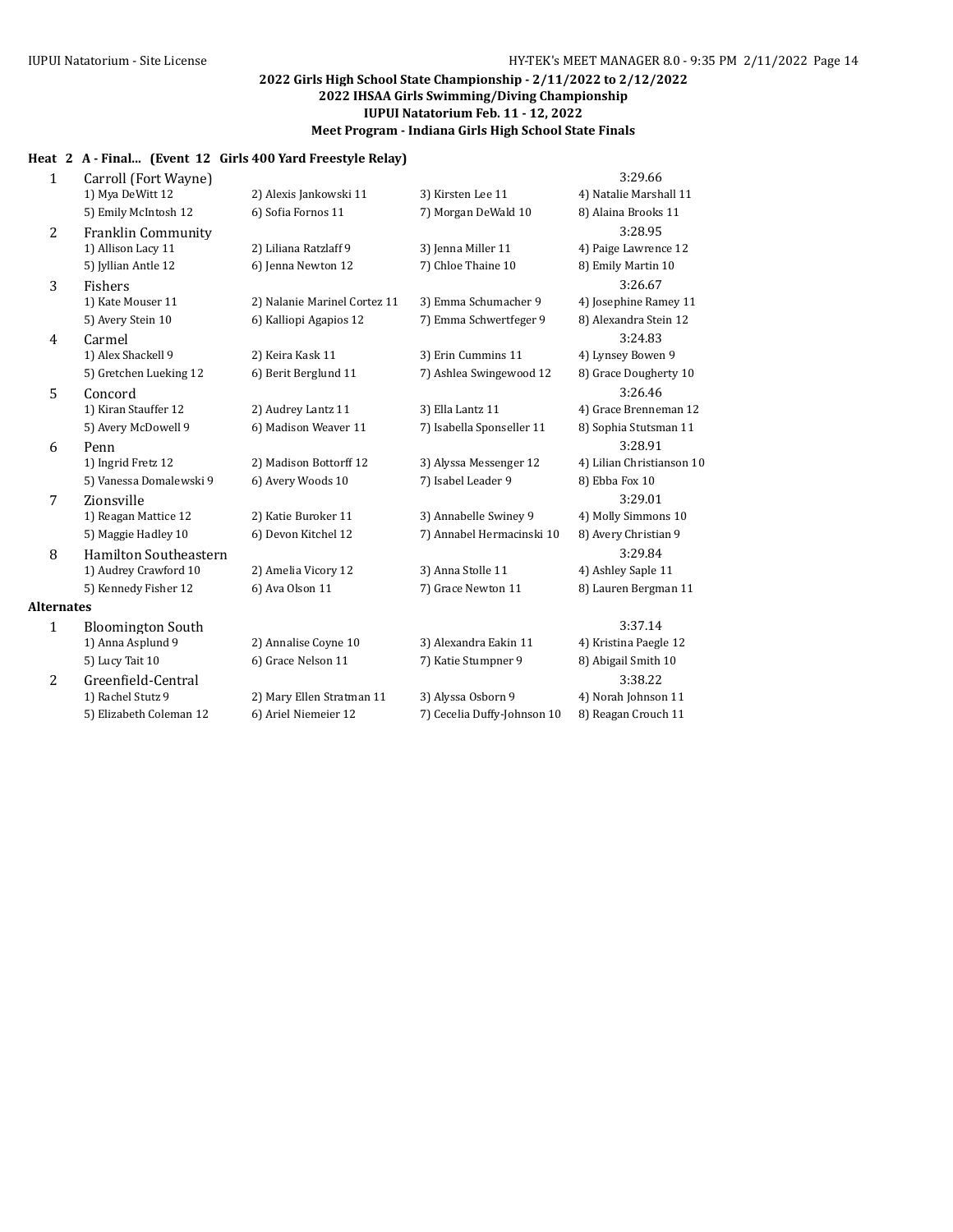**2022 Girls High School State Championship - 2/11/2022 to 2/12/2022**
**2022 IHSAA Girls Swimming/Diving Championship**
**IUPUI Natatorium Feb. 11 - 12, 2022**
**Meet Program - Indiana Girls High School State Finals**

**Heat 2 A - Final... (Event 12 Girls 400 Yard Freestyle Relay)**

| | | | | | |
|---|---|---|---|---|---|
| 1 | Carroll (Fort Wayne) | | | | 3:29.66 |
| | 1) Mya DeWitt 12 | 2) Alexis Jankowski 11 | 3) Kirsten Lee 11 | 4) Natalie Marshall 11 | |
| | 5) Emily McIntosh 12 | 6) Sofia Fornos 11 | 7) Morgan DeWald 10 | 8) Alaina Brooks 11 | |
| 2 | Franklin Community | | | | 3:28.95 |
| | 1) Allison Lacy 11 | 2) Liliana Ratzlaff 9 | 3) Jenna Miller 11 | 4) Paige Lawrence 12 | |
| | 5) Jyllian Antle 12 | 6) Jenna Newton 12 | 7) Chloe Thaine 10 | 8) Emily Martin 10 | |
| 3 | Fishers | | | | 3:26.67 |
| | 1) Kate Mouser 11 | 2) Nalanie Marinel Cortez 11 | 3) Emma Schumacher 9 | 4) Josephine Ramey 11 | |
| | 5) Avery Stein 10 | 6) Kalliopi Agapios 12 | 7) Emma Schwertfeger 9 | 8) Alexandra Stein 12 | |
| 4 | Carmel | | | | 3:24.83 |
| | 1) Alex Shackell 9 | 2) Keira Kask 11 | 3) Erin Cummins 11 | 4) Lynsey Bowen 9 | |
| | 5) Gretchen Lueking 12 | 6) Berit Berglund 11 | 7) Ashlea Swingewood 12 | 8) Grace Dougherty 10 | |
| 5 | Concord | | | | 3:26.46 |
| | 1) Kiran Stauffer 12 | 2) Audrey Lantz 11 | 3) Ella Lantz 11 | 4) Grace Brenneman 12 | |
| | 5) Avery McDowell 9 | 6) Madison Weaver 11 | 7) Isabella Sponseller 11 | 8) Sophia Stutsman 11 | |
| 6 | Penn | | | | 3:28.91 |
| | 1) Ingrid Fretz 12 | 2) Madison Bottorff 12 | 3) Alyssa Messenger 12 | 4) Lilian Christianson 10 | |
| | 5) Vanessa Domalewski 9 | 6) Avery Woods 10 | 7) Isabel Leader 9 | 8) Ebba Fox 10 | |
| 7 | Zionsville | | | | 3:29.01 |
| | 1) Reagan Mattice 12 | 2) Katie Buroker 11 | 3) Annabelle Swiney 9 | 4) Molly Simmons 10 | |
| | 5) Maggie Hadley 10 | 6) Devon Kitchel 12 | 7) Annabel Hermacinski 10 | 8) Avery Christian 9 | |
| 8 | Hamilton Southeastern | | | | 3:29.84 |
| | 1) Audrey Crawford 10 | 2) Amelia Vicory 12 | 3) Anna Stolle 11 | 4) Ashley Saple 11 | |
| | 5) Kennedy Fisher 12 | 6) Ava Olson 11 | 7) Grace Newton 11 | 8) Lauren Bergman 11 | |

**Alternates**

| | | | | | |
|---|---|---|---|---|---|
| 1 | Bloomington South | | | | 3:37.14 |
| | 1) Anna Asplund 9 | 2) Annalise Coyne 10 | 3) Alexandra Eakin 11 | 4) Kristina Paegle 12 | |
| | 5) Lucy Tait 10 | 6) Grace Nelson 11 | 7) Katie Stumpner 9 | 8) Abigail Smith 10 | |
| 2 | Greenfield-Central | | | | 3:38.22 |
| | 1) Rachel Stutz 9 | 2) Mary Ellen Stratman 11 | 3) Alyssa Osborn 9 | 4) Norah Johnson 11 | |
| | 5) Elizabeth Coleman 12 | 6) Ariel Niemeier 12 | 7) Cecelia Duffy-Johnson 10 | 8) Reagan Crouch 11 | |